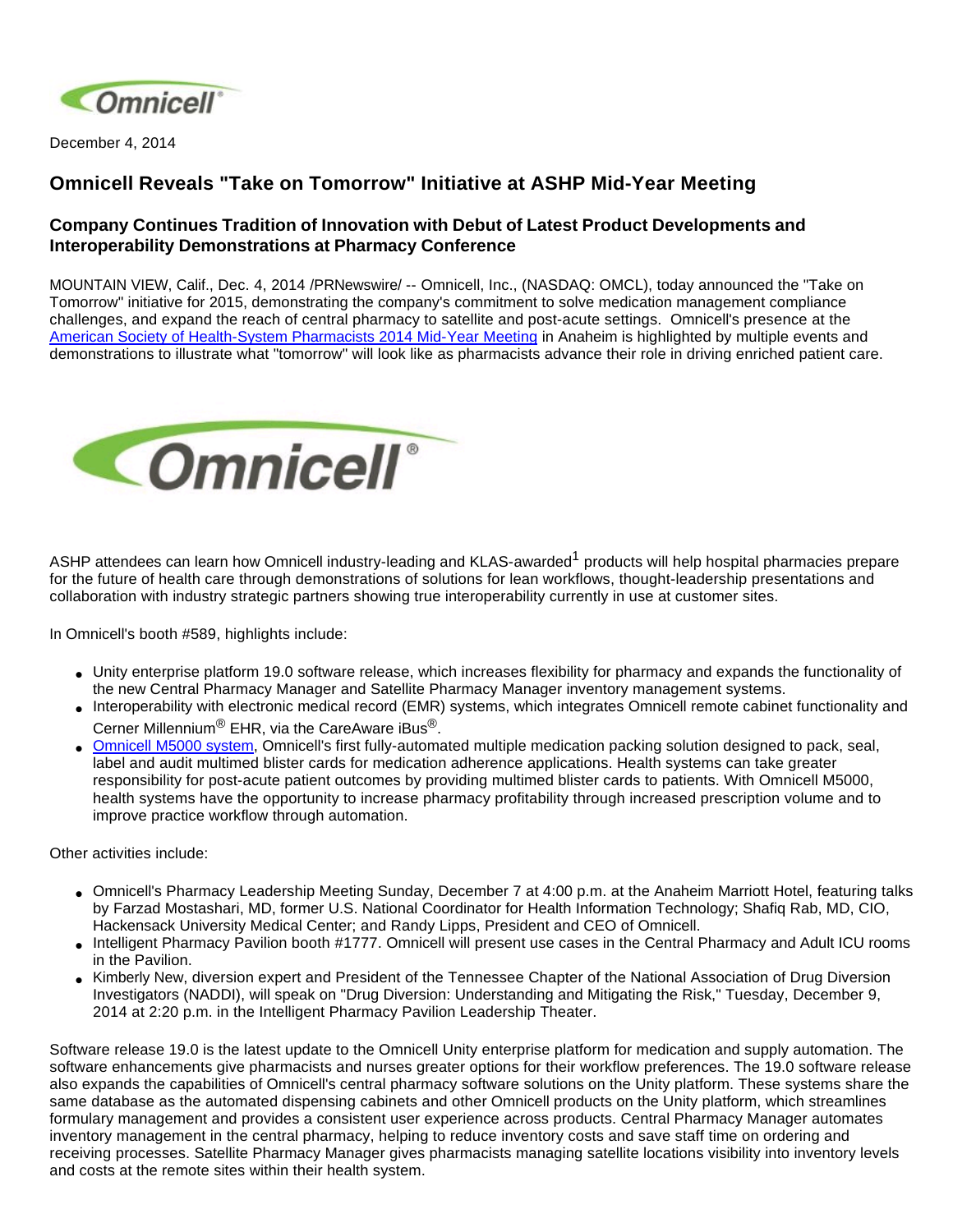December 4, 2014

# Omnicell Reveals "Take on Tomorrow" Initiative at ASHP Mid-Year Meeting

## Company Continues Tradition of Innovation with Debut of Latest Product Developments and Interoperability Demonstrations at Pharmacy Conference

MOUNTAIN VIEW, Calif., Dec. 4, 2014 /PRNewswire/ -- Omnicell, Inc., (NASDAQ: OMCL), today announced the "Take on Tomorrow" initiative for 2015, demonstrating the company's commitment to solve medication management compliance challenges, and expand the reach of central pharmacy to satellite and post-acute settings. Omnicell's presence at the American Society of Health-System Pharmacists 2014 Mid-Year Meeting in Anaheim is highlighted by multiple events and demonstrations to illustrate what "tomorrow" will look like as pharmacists advance their role in driving enriched patient care.

ASHP attendees can learn how Omnicell industry-leading and KLAS-awarded[1] products will help hospital pharmacies prepare for the future of health care through demonstrations of solutions for lean workflows, thought-leadership presentations and collaboration with industry strategic partners showing true interoperability currently in use at customer sites.

In Omnicell's booth #589, highlights include:

- Unity enterprise platform 19.0 software release, which increases flexibility for pharmacy and expands the functionality of the new Central Pharmacy Manager and Satellite Pharmacy Manager inventory management systems.
- Interoperability with electronic medical record (EMR) systems, which integrates Omnicell remote cabinet functionality and Cerner Millennium® EHR, via the CareAware iBus®.
- Omnicell M5000 system, Omnicell's first fully-automated multiple medication packing solution designed to pack, seal, label and audit multimed blister cards for medication adherence applications. Health systems can take greater responsibility for post-acute patient outcomes by providing multimed blister cards to patients. With Omnicell M5000, health systems have the opportunity to increase pharmacy profitability through increased prescription volume and to improve practice workflow through automation.

Other activities include:

- Omnicell's Pharmacy Leadership Meeting Sunday, December 7 at 4:00 p.m. at the Anaheim Marriott Hotel, featuring talks by Farzad Mostashari, MD, former U.S. National Coordinator for Health Information Technology; Shafiq Rab, MD, CIO, Hackensack University Medical Center; and Randy Lipps, President and CEO of Omnicell.
- Intelligent Pharmacy Pavilion booth #1777. Omnicell will present use cases in the Central Pharmacy and Adult ICU rooms in the Pavilion.
- Kimberly New, diversion expert and President of the Tennessee Chapter of the National Association of Drug Diversion Investigators (NADDI), will speak on "Drug Diversion: Understanding and Mitigating the Risk," Tuesday, December 9, 2014 at 2:20 p.m. in the Intelligent Pharmacy Pavilion Leadership Theater.

Software release 19.0 is the latest update to the Omnicell Unity enterprise platform for medication and supply automation. The software enhancements give pharmacists and nurses greater options for their workflow preferences. The 19.0 software release also expands the capabilities of Omnicell's central pharmacy software solutions on the Unity platform. These systems share the same database as the automated dispensing cabinets and other Omnicell products on the Unity platform, which streamlines formulary management and provides a consistent user experience across products. Central Pharmacy Manager automates inventory management in the central pharmacy, helping to reduce inventory costs and save staff time on ordering and receiving processes. Satellite Pharmacy Manager gives pharmacists managing satellite locations visibility into inventory levels and costs at the remote sites within their health system.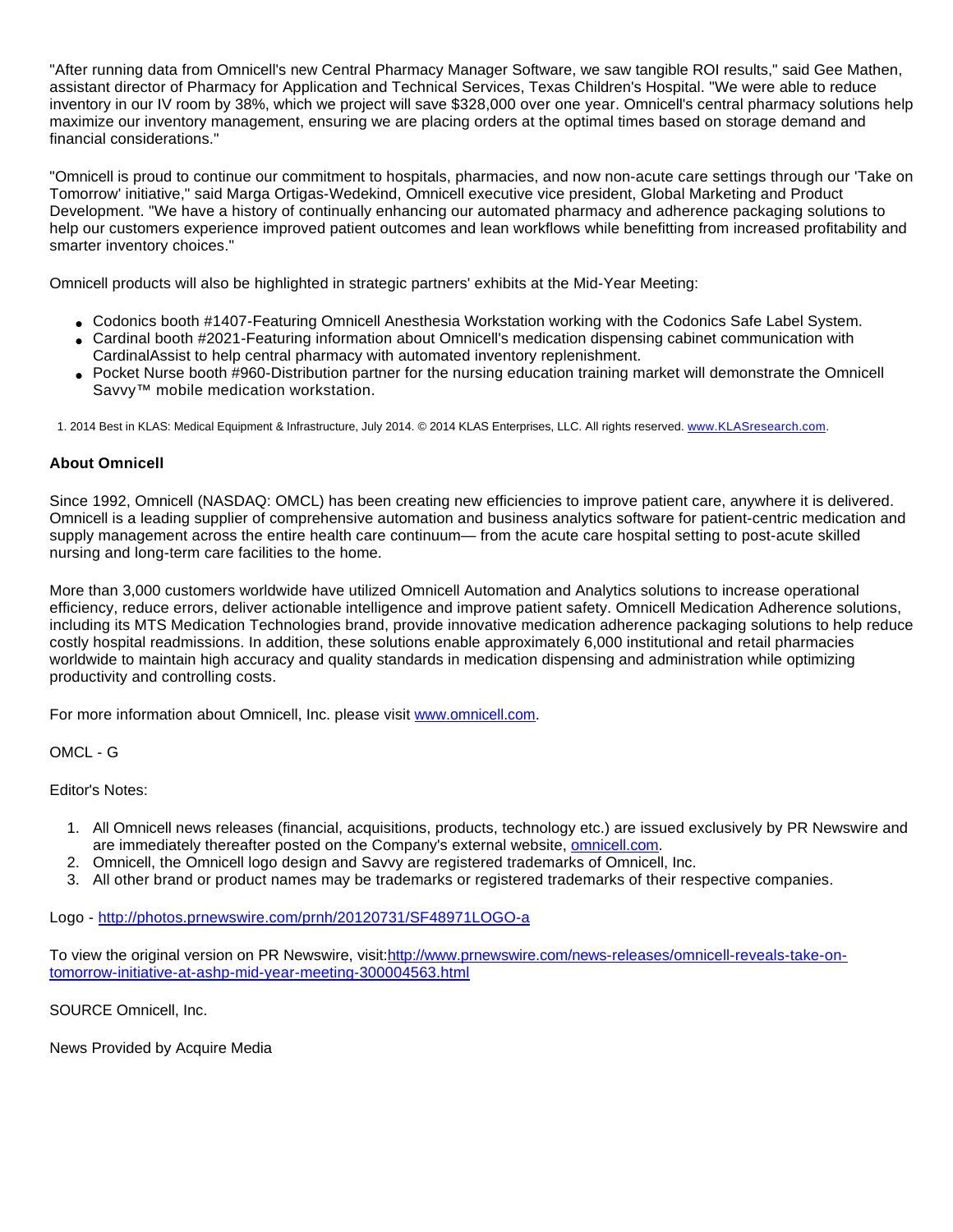"After running data from Omnicell's new Central Pharmacy Manager Software, we saw tangible ROI results," said Gee Mathen, assistant director of Pharmacy for Application and Technical Services, Texas Children's Hospital. "We were able to reduce inventory in our IV room by 38%, which we project will save $328,000 over one year. Omnicell's central pharmacy solutions help maximize our inventory management, ensuring we are placing orders at the optimal times based on storage demand and financial considerations."

"Omnicell is proud to continue our commitment to hospitals, pharmacies, and now non-acute care settings through our 'Take on Tomorrow' initiative," said Marga Ortigas-Wedekind, Omnicell executive vice president, Global Marketing and Product Development. "We have a history of continually enhancing our automated pharmacy and adherence packaging solutions to help our customers experience improved patient outcomes and lean workflows while benefitting from increased profitability and smarter inventory choices."

Omnicell products will also be highlighted in strategic partners' exhibits at the Mid-Year Meeting:

- Codonics booth #1407-Featuring Omnicell Anesthesia Workstation working with the Codonics Safe Label System.
- Cardinal booth #2021-Featuring information about Omnicell's medication dispensing cabinet communication with CardinalAssist to help central pharmacy with automated inventory replenishment.
- Pocket Nurse booth #960-Distribution partner for the nursing education training market will demonstrate the Omnicell Savvy™ mobile medication workstation.

1. 2014 Best in KLAS: Medical Equipment & Infrastructure, July 2014. © 2014 KLAS Enterprises, LLC. All rights reserved. www.KLASresearch.com.

**About Omnicell**

Since 1992, Omnicell (NASDAQ: OMCL) has been creating new efficiencies to improve patient care, anywhere it is delivered. Omnicell is a leading supplier of comprehensive automation and business analytics software for patient-centric medication and supply management across the entire health care continuum— from the acute care hospital setting to post-acute skilled nursing and long-term care facilities to the home.

More than 3,000 customers worldwide have utilized Omnicell Automation and Analytics solutions to increase operational efficiency, reduce errors, deliver actionable intelligence and improve patient safety. Omnicell Medication Adherence solutions, including its MTS Medication Technologies brand, provide innovative medication adherence packaging solutions to help reduce costly hospital readmissions. In addition, these solutions enable approximately 6,000 institutional and retail pharmacies worldwide to maintain high accuracy and quality standards in medication dispensing and administration while optimizing productivity and controlling costs.

For more information about Omnicell, Inc. please visit www.omnicell.com.

OMCL - G

Editor's Notes:

1. All Omnicell news releases (financial, acquisitions, products, technology etc.) are issued exclusively by PR Newswire and are immediately thereafter posted on the Company's external website, omnicell.com.
2. Omnicell, the Omnicell logo design and Savvy are registered trademarks of Omnicell, Inc.
3. All other brand or product names may be trademarks or registered trademarks of their respective companies.

Logo - http://photos.prnewswire.com/prnh/20120731/SF48971LOGO-a

To view the original version on PR Newswire, visit:http://www.prnewswire.com/news-releases/omnicell-reveals-take-on-tomorrow-initiative-at-ashp-mid-year-meeting-300004563.html

SOURCE Omnicell, Inc.

News Provided by Acquire Media